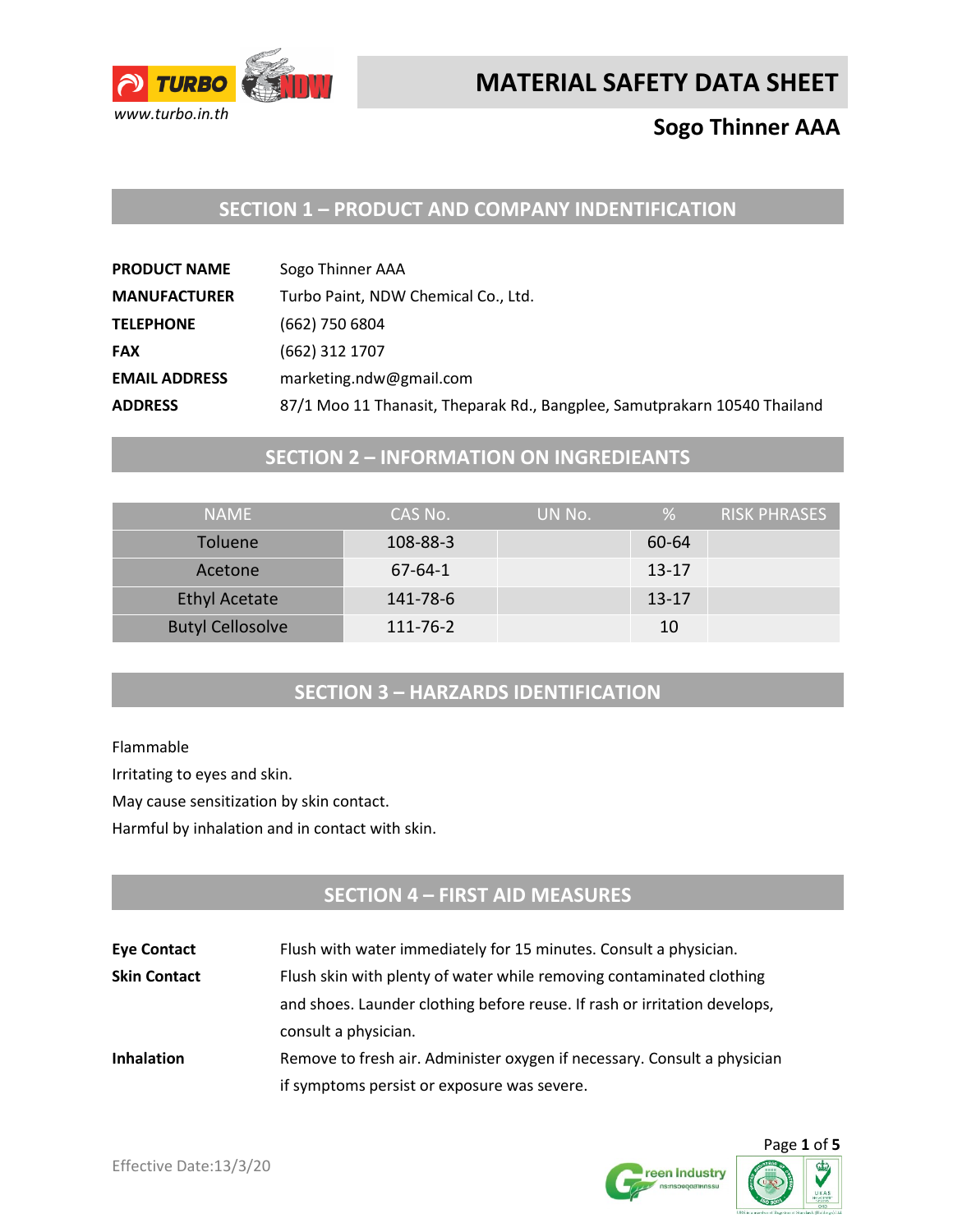# MATERIAL SAFETY DATA SHEET

## Sogo Thinner AAA

www.turbo.in.th

## SECTION 1 – PRODUCT AND COMPANY INDENTIFICATION

| | |
|---|---|
| **PRODUCT NAME** | Sogo Thinner AAA |
| **MANUFACTURER** | Turbo Paint, NDW Chemical Co., Ltd. |
| **TELEPHONE** | (662) 750 6804 |
| **FAX** | (662) 312 1707 |
| **EMAIL ADDRESS** | marketing.ndw@gmail.com |
| **ADDRESS** | 87/1 Moo 11 Thanasit, Theparak Rd., Bangplee, Samutprakarn 10540 Thailand |

## SECTION 2 – INFORMATION ON INGREDIEANTS

| NAME | CAS No. | UN No. | % | RISK PHRASES |
|---|---|---|---|---|
| Toluene | 108-88-3 | | 60-64 | |
| Acetone | 67-64-1 | | 13-17 | |
| Ethyl Acetate | 141-78-6 | | 13-17 | |
| Butyl Cellosolve | 111-76-2 | | 10 | |

## SECTION 3 – HARZARDS IDENTIFICATION

Flammable

Irritating to eyes and skin.

May cause sensitization by skin contact.

Harmful by inhalation and in contact with skin.

## SECTION 4 – FIRST AID MEASURES

| | |
|---|---|
| **Eye Contact** | Flush with water immediately for 15 minutes. Consult a physician. |
| **Skin Contact** | Flush skin with plenty of water while removing contaminated clothing and shoes. Launder clothing before reuse. If rash or irritation develops, consult a physician. |
| **Inhalation** | Remove to fresh air. Administer oxygen if necessary. Consult a physician if symptoms persist or exposure was severe. |

Effective Date:13/3/20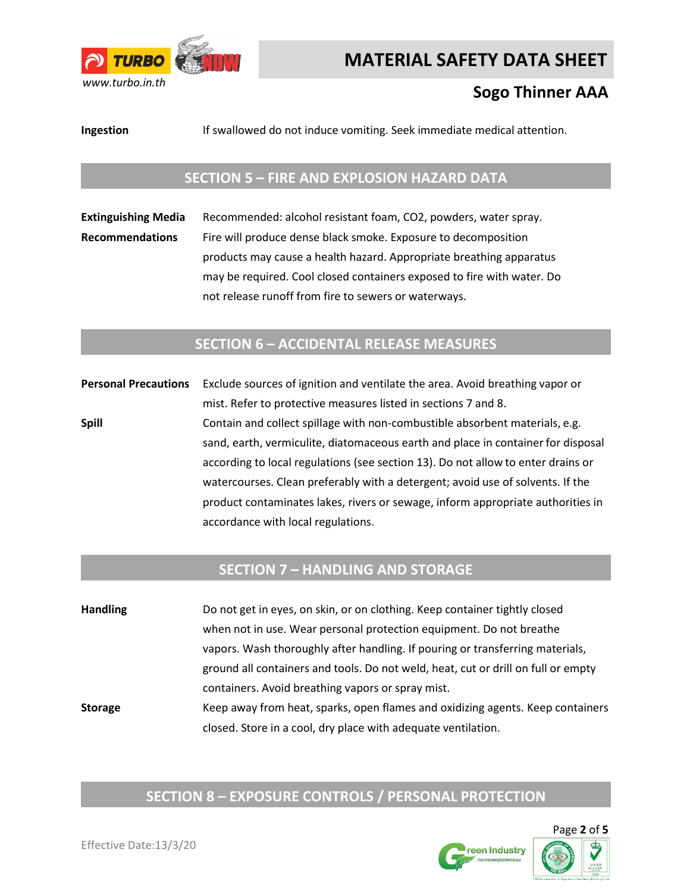**Ingestion** If swallowed do not induce vomiting. Seek immediate medical attention.

## SECTION 5 – FIRE AND EXPLOSION HAZARD DATA

**Extinguishing Media** Recommended: alcohol resistant foam, $CO_2$, powders, water spray.

**Recommendations** Fire will produce dense black smoke. Exposure to decomposition products may cause a health hazard. Appropriate breathing apparatus may be required. Cool closed containers exposed to fire with water. Do not release runoff from fire to sewers or waterways.

## SECTION 6 – ACCIDENTAL RELEASE MEASURES

**Personal Precautions** Exclude sources of ignition and ventilate the area. Avoid breathing vapor or mist. Refer to protective measures listed in sections 7 and 8.

**Spill** Contain and collect spillage with non-combustible absorbent materials, e.g. sand, earth, vermiculite, diatomaceous earth and place in container for disposal according to local regulations (see section 13). Do not allow to enter drains or watercourses. Clean preferably with a detergent; avoid use of solvents. If the product contaminates lakes, rivers or sewage, inform appropriate authorities in accordance with local regulations.

## SECTION 7 – HANDLING AND STORAGE

**Handling** Do not get in eyes, on skin, or on clothing. Keep container tightly closed when not in use. Wear personal protection equipment. Do not breathe vapors. Wash thoroughly after handling. If pouring or transferring materials, ground all containers and tools. Do not weld, heat, cut or drill on full or empty containers. Avoid breathing vapors or spray mist.

**Storage** Keep away from heat, sparks, open flames and oxidizing agents. Keep containers closed. Store in a cool, dry place with adequate ventilation.

## SECTION 8 – EXPOSURE CONTROLS / PERSONAL PROTECTION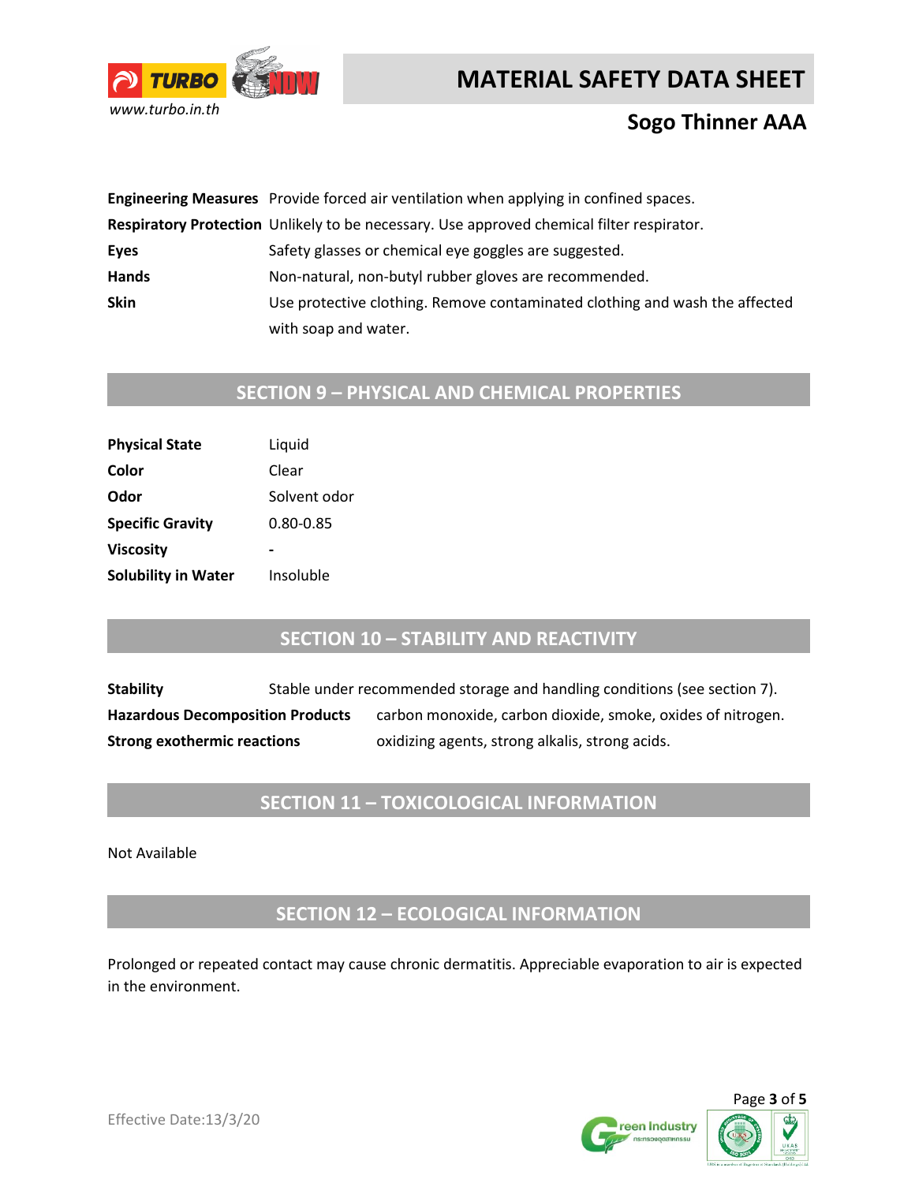| | |
|---|---|
| **Engineering Measures** | Provide forced air ventilation when applying in confined spaces. |
| **Respiratory Protection** | Unlikely to be necessary. Use approved chemical filter respirator. |
| **Eyes** | Safety glasses or chemical eye goggles are suggested. |
| **Hands** | Non-natural, non-butyl rubber gloves are recommended. |
| **Skin** | Use protective clothing. Remove contaminated clothing and wash the affected with soap and water. |

## SECTION 9 – PHYSICAL AND CHEMICAL PROPERTIES

| | |
|---|---|
| **Physical State** | Liquid |
| **Color** | Clear |
| **Odor** | Solvent odor |
| **Specific Gravity** | 0.80-0.85 |
| **Viscosity** | - |
| **Solubility in Water** | Insoluble |

## SECTION 10 – STABILITY AND REACTIVITY

| | |
|---|---|
| **Stability** | Stable under recommended storage and handling conditions (see section 7). |
| **Hazardous Decomposition Products** | carbon monoxide, carbon dioxide, smoke, oxides of nitrogen. |
| **Strong exothermic reactions** | oxidizing agents, strong alkalis, strong acids. |

## SECTION 11 – TOXICOLOGICAL INFORMATION

Not Available

## SECTION 12 – ECOLOGICAL INFORMATION

Prolonged or repeated contact may cause chronic dermatitis. Appreciable evaporation to air is expected in the environment.

Effective Date:13/3/20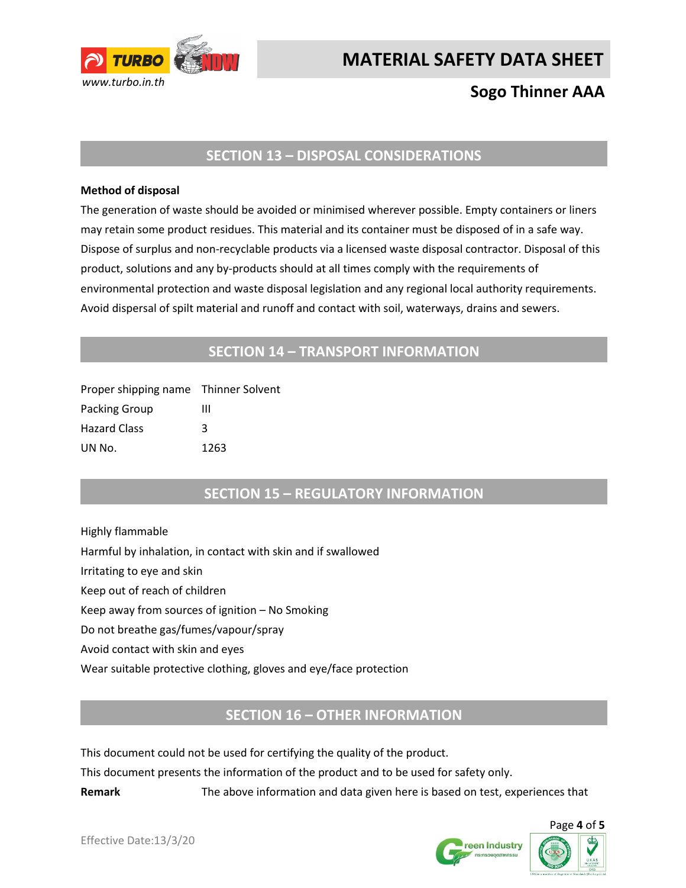## SECTION 13 – DISPOSAL CONSIDERATIONS

**Method of disposal**

The generation of waste should be avoided or minimised wherever possible. Empty containers or liners may retain some product residues. This material and its container must be disposed of in a safe way. Dispose of surplus and non-recyclable products via a licensed waste disposal contractor. Disposal of this product, solutions and any by-products should at all times comply with the requirements of environmental protection and waste disposal legislation and any regional local authority requirements. Avoid dispersal of spilt material and runoff and contact with soil, waterways, drains and sewers.

## SECTION 14 – TRANSPORT INFORMATION

| | |
|---|---|
| Proper shipping name | Thinner Solvent |
| Packing Group | III |
| Hazard Class | 3 |
| UN No. | 1263 |

## SECTION 15 – REGULATORY INFORMATION

Highly flammable

Harmful by inhalation, in contact with skin and if swallowed

Irritating to eye and skin

Keep out of reach of children

Keep away from sources of ignition – No Smoking

Do not breathe gas/fumes/vapour/spray

Avoid contact with skin and eyes

Wear suitable protective clothing, gloves and eye/face protection

## SECTION 16 – OTHER INFORMATION

This document could not be used for certifying the quality of the product.

This document presents the information of the product and to be used for safety only.

**Remark** The above information and data given here is based on test, experiences that

Effective Date:13/3/20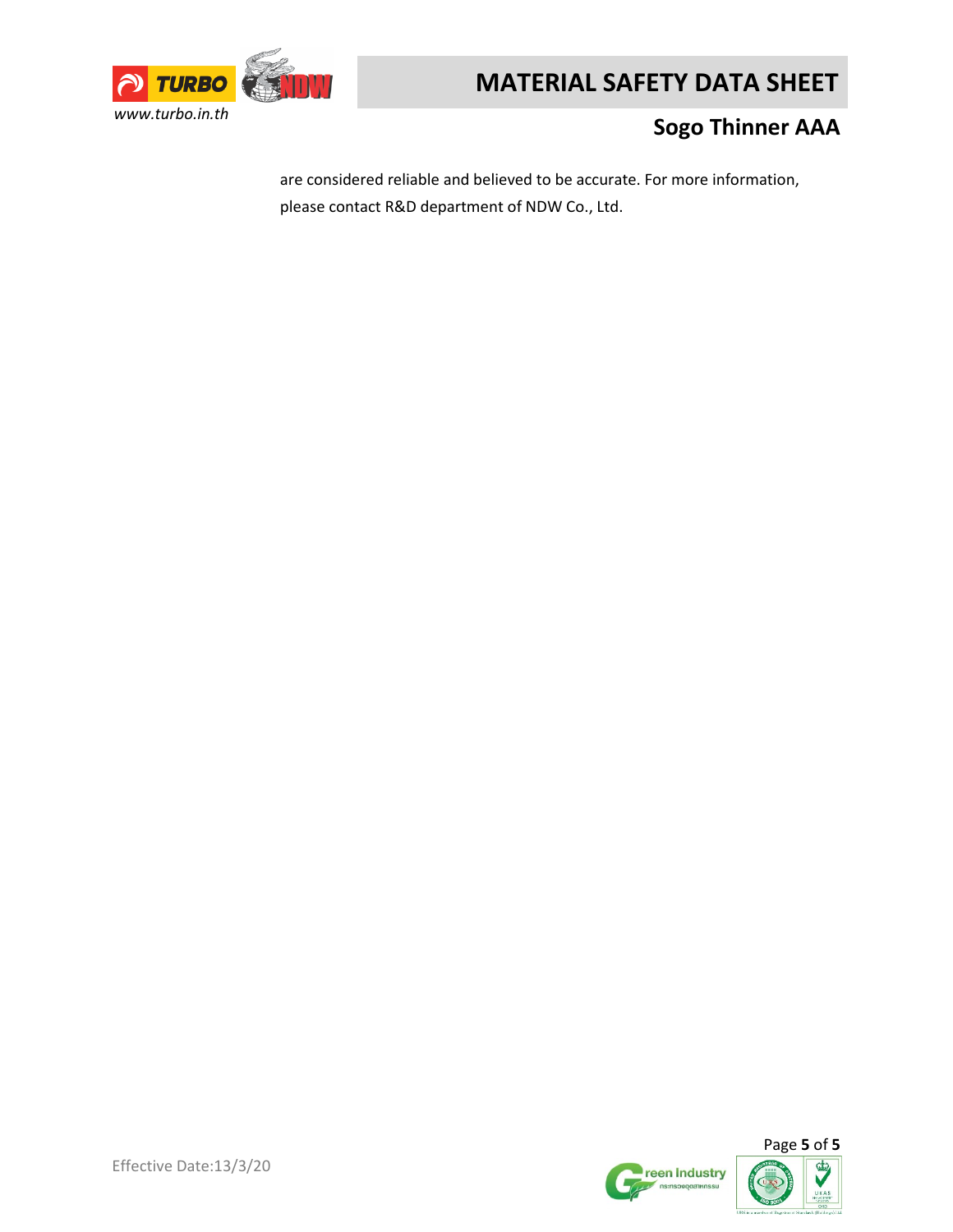are considered reliable and believed to be accurate. For more information, please contact R&D department of NDW Co., Ltd.